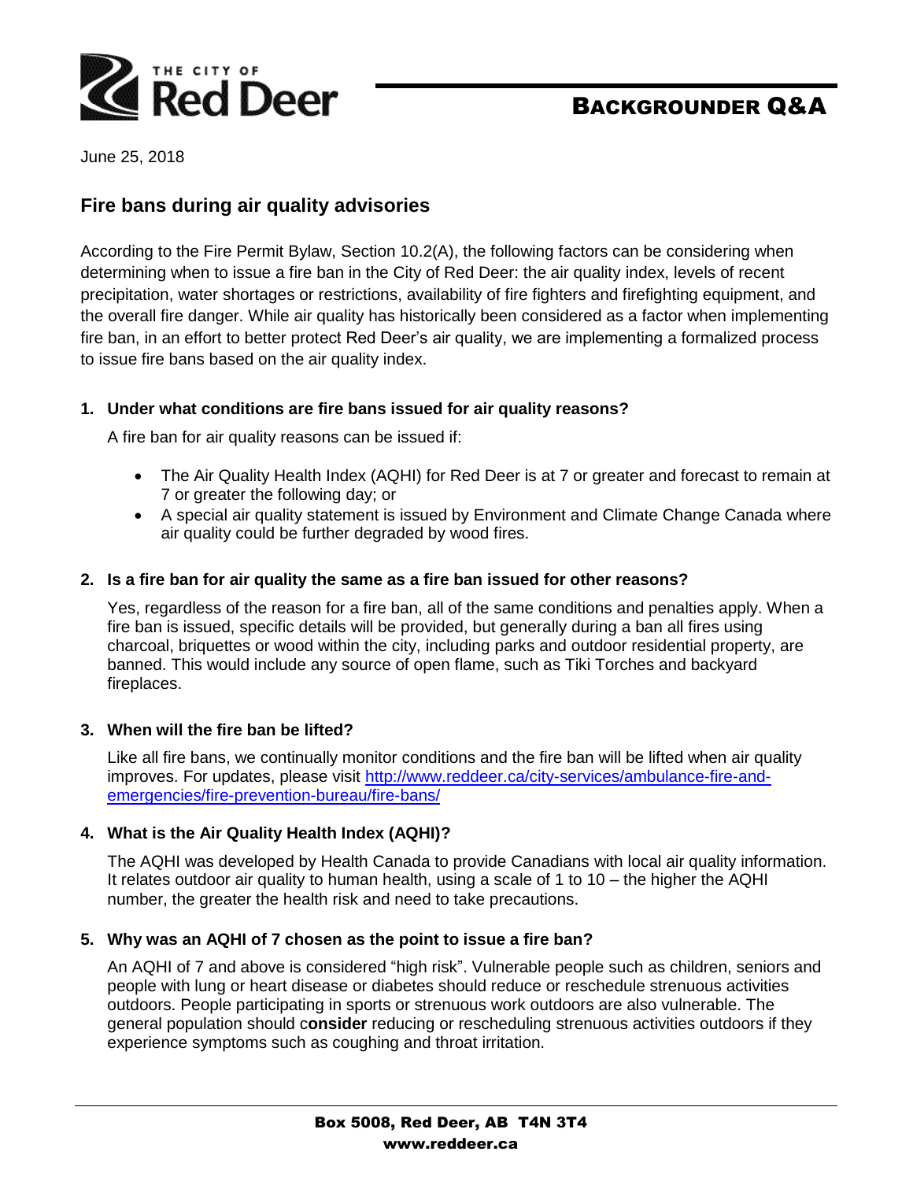# BACKGROUNDER Q&A

June 25, 2018

## Fire bans during air quality advisories

According to the Fire Permit Bylaw, Section 10.2(A), the following factors can be considering when determining when to issue a fire ban in the City of Red Deer: the air quality index, levels of recent precipitation, water shortages or restrictions, availability of fire fighters and firefighting equipment, and the overall fire danger. While air quality has historically been considered as a factor when implementing fire ban, in an effort to better protect Red Deer's air quality, we are implementing a formalized process to issue fire bans based on the air quality index.

### 1. Under what conditions are fire bans issued for air quality reasons?

A fire ban for air quality reasons can be issued if:

- The Air Quality Health Index (AQHI) for Red Deer is at 7 or greater and forecast to remain at 7 or greater the following day; or
- A special air quality statement is issued by Environment and Climate Change Canada where air quality could be further degraded by wood fires.

### 2. Is a fire ban for air quality the same as a fire ban issued for other reasons?

Yes, regardless of the reason for a fire ban, all of the same conditions and penalties apply. When a fire ban is issued, specific details will be provided, but generally during a ban all fires using charcoal, briquettes or wood within the city, including parks and outdoor residential property, are banned. This would include any source of open flame, such as Tiki Torches and backyard fireplaces.

### 3. When will the fire ban be lifted?

Like all fire bans, we continually monitor conditions and the fire ban will be lifted when air quality improves. For updates, please visit [http://www.reddeer.ca/city-services/ambulance-fire-and-emergencies/fire-prevention-bureau/fire-bans/](http://www.reddeer.ca/city-services/ambulance-fire-and-emergencies/fire-prevention-bureau/fire-bans/)

### 4. What is the Air Quality Health Index (AQHI)?

The AQHI was developed by Health Canada to provide Canadians with local air quality information. It relates outdoor air quality to human health, using a scale of 1 to 10 – the higher the AQHI number, the greater the health risk and need to take precautions.

### 5. Why was an AQHI of 7 chosen as the point to issue a fire ban?

An AQHI of 7 and above is considered "high risk". Vulnerable people such as children, seniors and people with lung or heart disease or diabetes should reduce or reschedule strenuous activities outdoors. People participating in sports or strenuous work outdoors are also vulnerable. The general population should c**onsider** reducing or rescheduling strenuous activities outdoors if they experience symptoms such as coughing and throat irritation.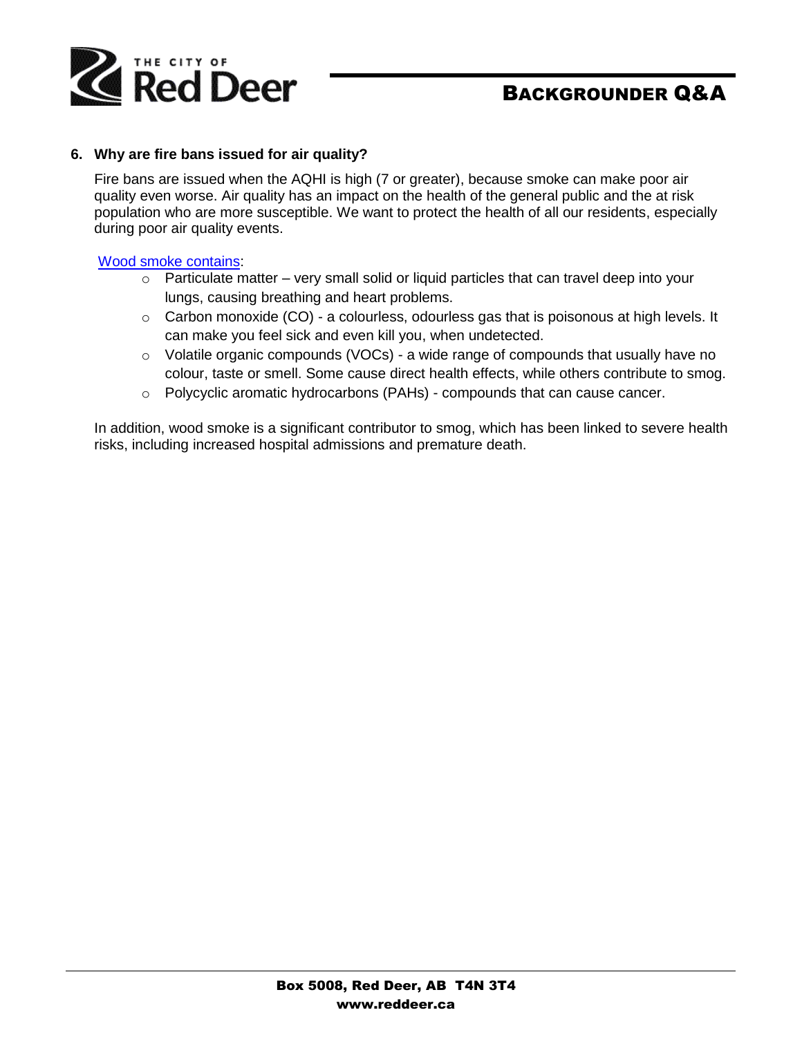**6. Why are fire bans issued for air quality?**

Fire bans are issued when the AQHI is high (7 or greater), because smoke can make poor air quality even worse. Air quality has an impact on the health of the general public and the at risk population who are more susceptible. We want to protect the health of all our residents, especially during poor air quality events.

Wood smoke contains:

- Particulate matter – very small solid or liquid particles that can travel deep into your lungs, causing breathing and heart problems.
- Carbon monoxide (CO) - a colourless, odourless gas that is poisonous at high levels. It can make you feel sick and even kill you, when undetected.
- Volatile organic compounds (VOCs) - a wide range of compounds that usually have no colour, taste or smell. Some cause direct health effects, while others contribute to smog.
- Polycyclic aromatic hydrocarbons (PAHs) - compounds that can cause cancer.

In addition, wood smoke is a significant contributor to smog, which has been linked to severe health risks, including increased hospital admissions and premature death.